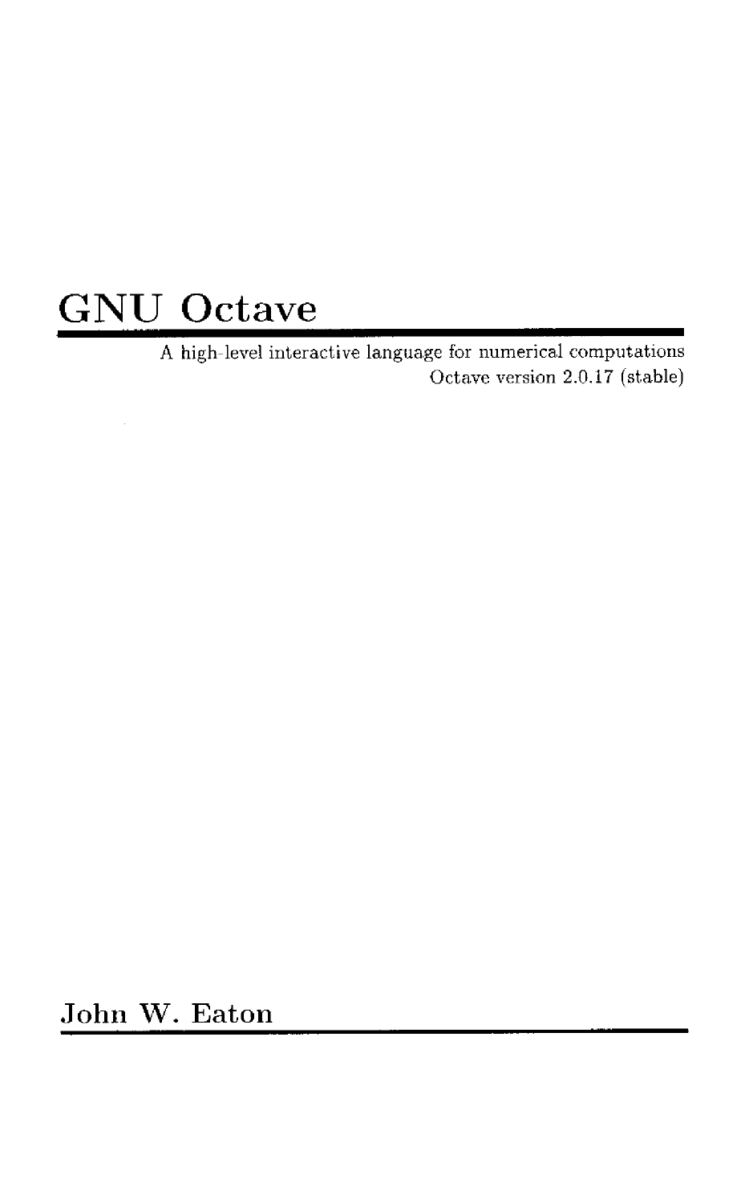# GNU Octave

A high-level interactive language for numerical computations
Octave version 2.0.17 (stable)

## John W. Eaton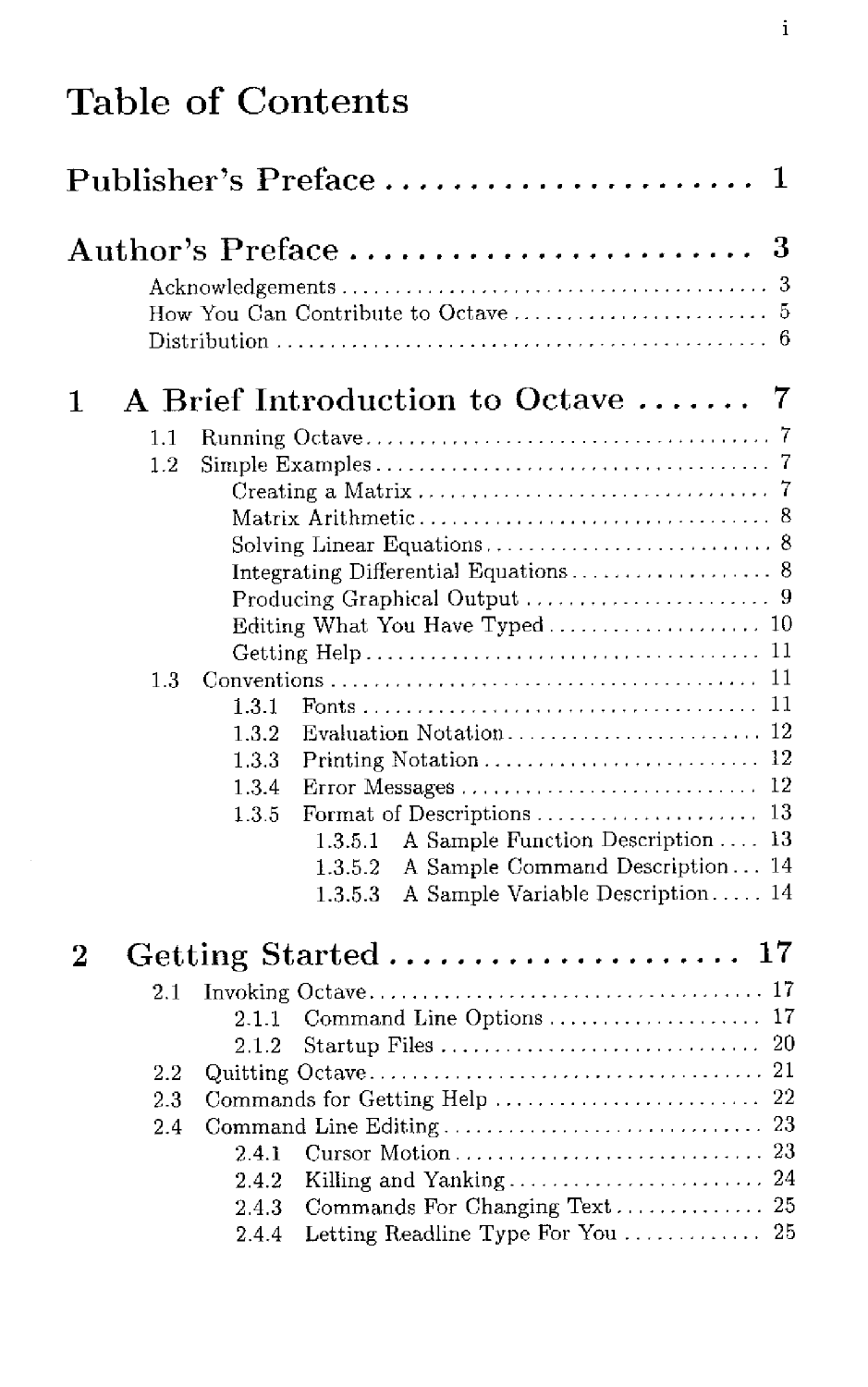# Table of Contents

**Publisher's Preface** ........................ 1

**Author's Preface** ........................ 3

- Acknowledgements ........................ 3
- How You Can Contribute to Octave ........................ 5
- Distribution ........................ 6

**1 A Brief Introduction to Octave** ........................ 7

- 1.1 Running Octave ........................ 7
- 1.2 Simple Examples ........................ 7
  - Creating a Matrix ........................ 7
  - Matrix Arithmetic ........................ 8
  - Solving Linear Equations ........................ 8
  - Integrating Differential Equations ........................ 8
  - Producing Graphical Output ........................ 9
  - Editing What You Have Typed ........................ 10
  - Getting Help ........................ 11
- 1.3 Conventions ........................ 11
  - 1.3.1 Fonts ........................ 11
  - 1.3.2 Evaluation Notation ........................ 12
  - 1.3.3 Printing Notation ........................ 12
  - 1.3.4 Error Messages ........................ 12
  - 1.3.5 Format of Descriptions ........................ 13
    - 1.3.5.1 A Sample Function Description ........................ 13
    - 1.3.5.2 A Sample Command Description ........................ 14
    - 1.3.5.3 A Sample Variable Description ........................ 14

**2 Getting Started** ........................ 17

- 2.1 Invoking Octave ........................ 17
  - 2.1.1 Command Line Options ........................ 17
  - 2.1.2 Startup Files ........................ 20
- 2.2 Quitting Octave ........................ 21
- 2.3 Commands for Getting Help ........................ 22
- 2.4 Command Line Editing ........................ 23
  - 2.4.1 Cursor Motion ........................ 23
  - 2.4.2 Killing and Yanking ........................ 24
  - 2.4.3 Commands For Changing Text ........................ 25
  - 2.4.4 Letting Readline Type For You ........................ 25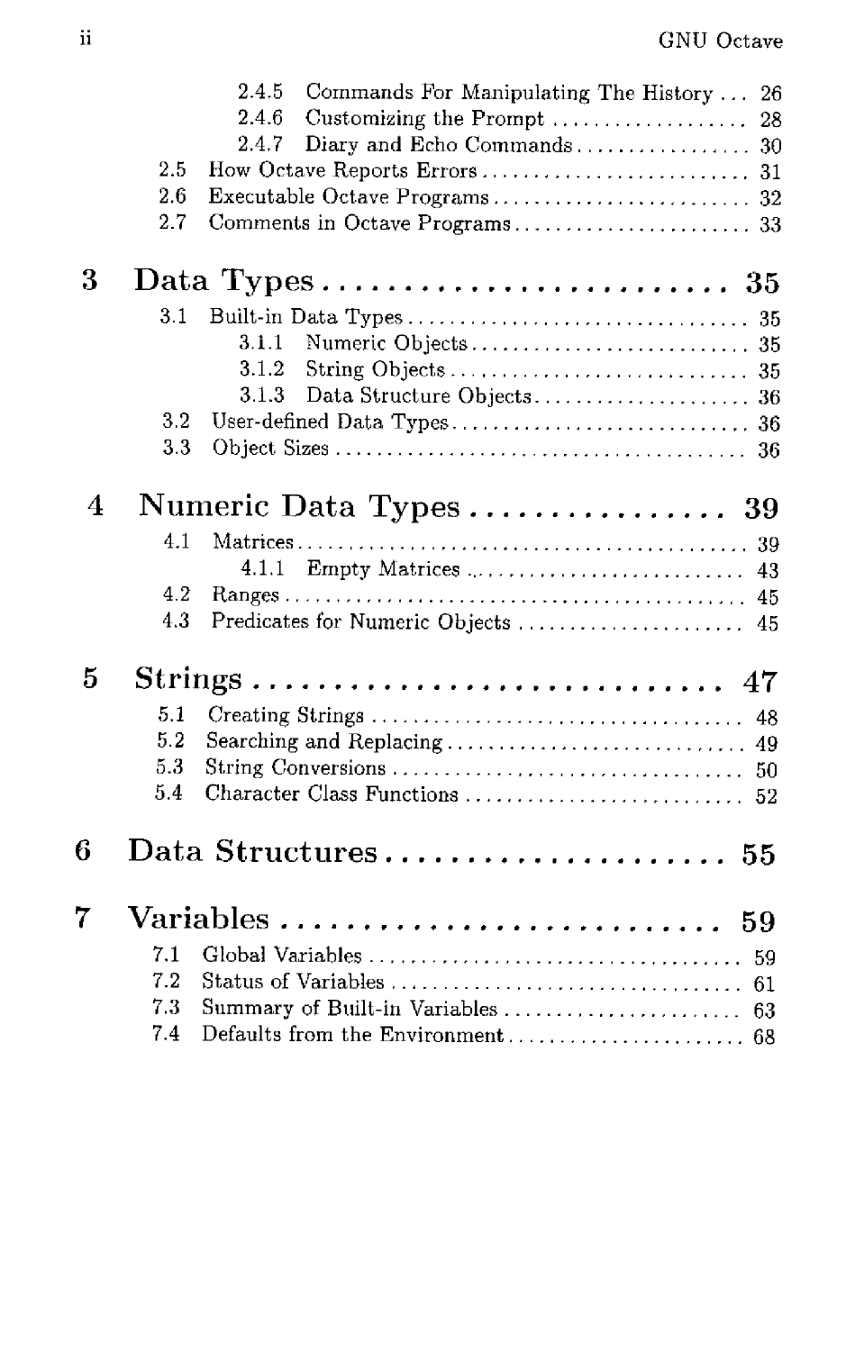2.4.5 Commands For Manipulating The History ... 26
2.4.6 Customizing the Prompt ... 28
2.4.7 Diary and Echo Commands ... 30
2.5 How Octave Reports Errors ... 31
2.6 Executable Octave Programs ... 32
2.7 Comments in Octave Programs ... 33

## 3 Data Types ... 35

3.1 Built-in Data Types ... 35
3.1.1 Numeric Objects ... 35
3.1.2 String Objects ... 35
3.1.3 Data Structure Objects ... 36
3.2 User-defined Data Types ... 36
3.3 Object Sizes ... 36

## 4 Numeric Data Types ... 39

4.1 Matrices ... 39
4.1.1 Empty Matrices ... 43
4.2 Ranges ... 45
4.3 Predicates for Numeric Objects ... 45

## 5 Strings ... 47

5.1 Creating Strings ... 48
5.2 Searching and Replacing ... 49
5.3 String Conversions ... 50
5.4 Character Class Functions ... 52

## 6 Data Structures ... 55

## 7 Variables ... 59

7.1 Global Variables ... 59
7.2 Status of Variables ... 61
7.3 Summary of Built-in Variables ... 63
7.4 Defaults from the Environment ... 68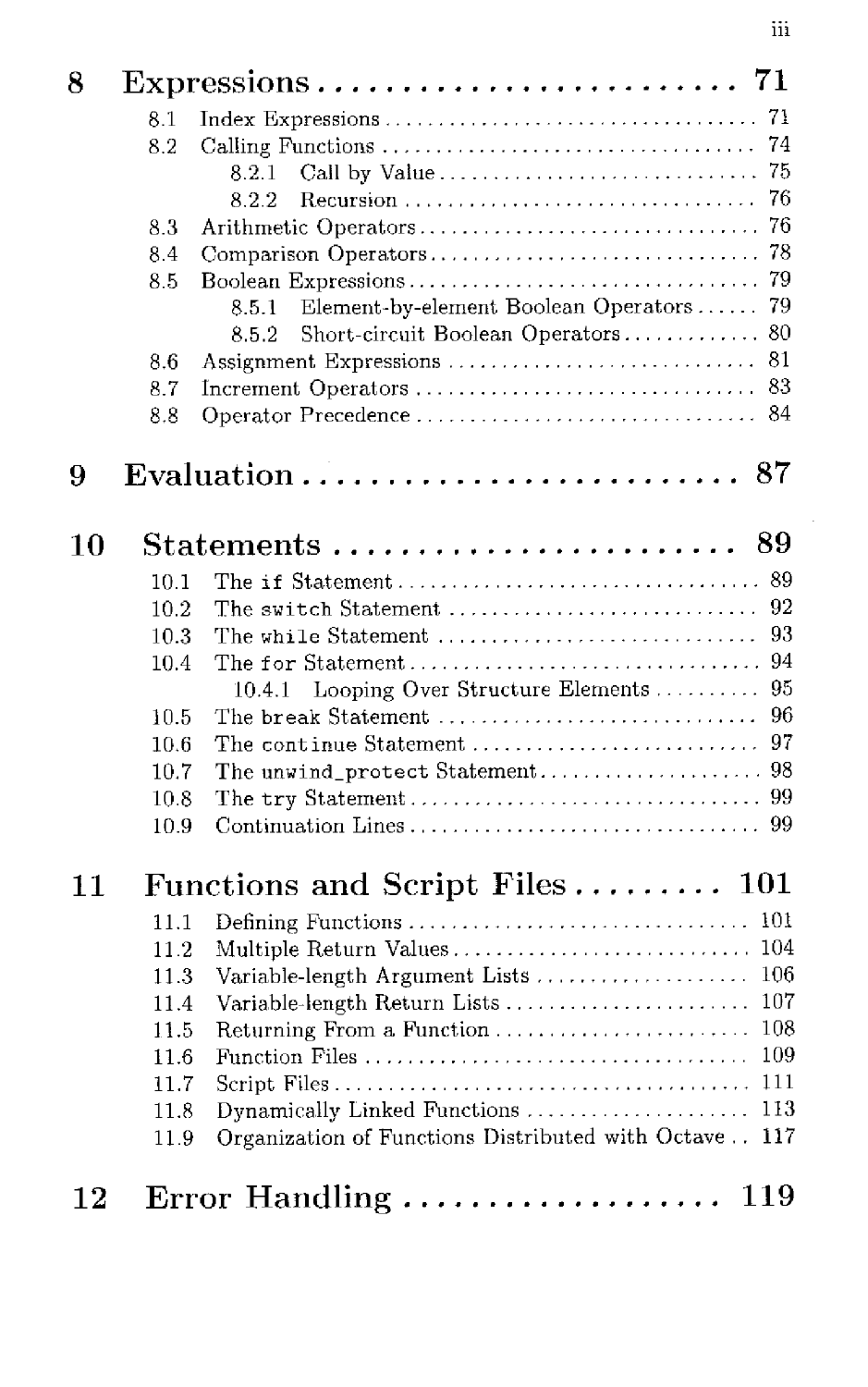# 8 Expressions .......................... 71

- 8.1 Index Expressions .................................. 71
- 8.2 Calling Functions .................................. 74
  - 8.2.1 Call by Value .............................. 75
  - 8.2.2 Recursion ................................ 76
- 8.3 Arithmetic Operators ................................ 76
- 8.4 Comparison Operators ............................... 78
- 8.5 Boolean Expressions ................................ 79
  - 8.5.1 Element-by-element Boolean Operators ...... 79
  - 8.5.2 Short-circuit Boolean Operators ............. 80
- 8.6 Assignment Expressions ............................. 81
- 8.7 Increment Operators ................................ 83
- 8.8 Operator Precedence ................................ 84

# 9 Evaluation .......................... 87

# 10 Statements ........................ 89

- 10.1 The `if` Statement .................................. 89
- 10.2 The `switch` Statement ............................. 92
- 10.3 The `while` Statement .............................. 93
- 10.4 The `for` Statement ................................. 94
  - 10.4.1 Looping Over Structure Elements .......... 95
- 10.5 The `break` Statement .............................. 96
- 10.6 The `continue` Statement ........................... 97
- 10.7 The `unwind_protect` Statement ..................... 98
- 10.8 The `try` Statement ................................. 99
- 10.9 Continuation Lines .................................. 99

# 11 Functions and Script Files ......... 101

- 11.1 Defining Functions ................................ 101
- 11.2 Multiple Return Values ............................ 104
- 11.3 Variable-length Argument Lists .................... 106
- 11.4 Variable-length Return Lists ....................... 107
- 11.5 Returning From a Function ........................ 108
- 11.6 Function Files .................................... 109
- 11.7 Script Files ....................................... 111
- 11.8 Dynamically Linked Functions ..................... 113
- 11.9 Organization of Functions Distributed with Octave .. 117

# 12 Error Handling ................... 119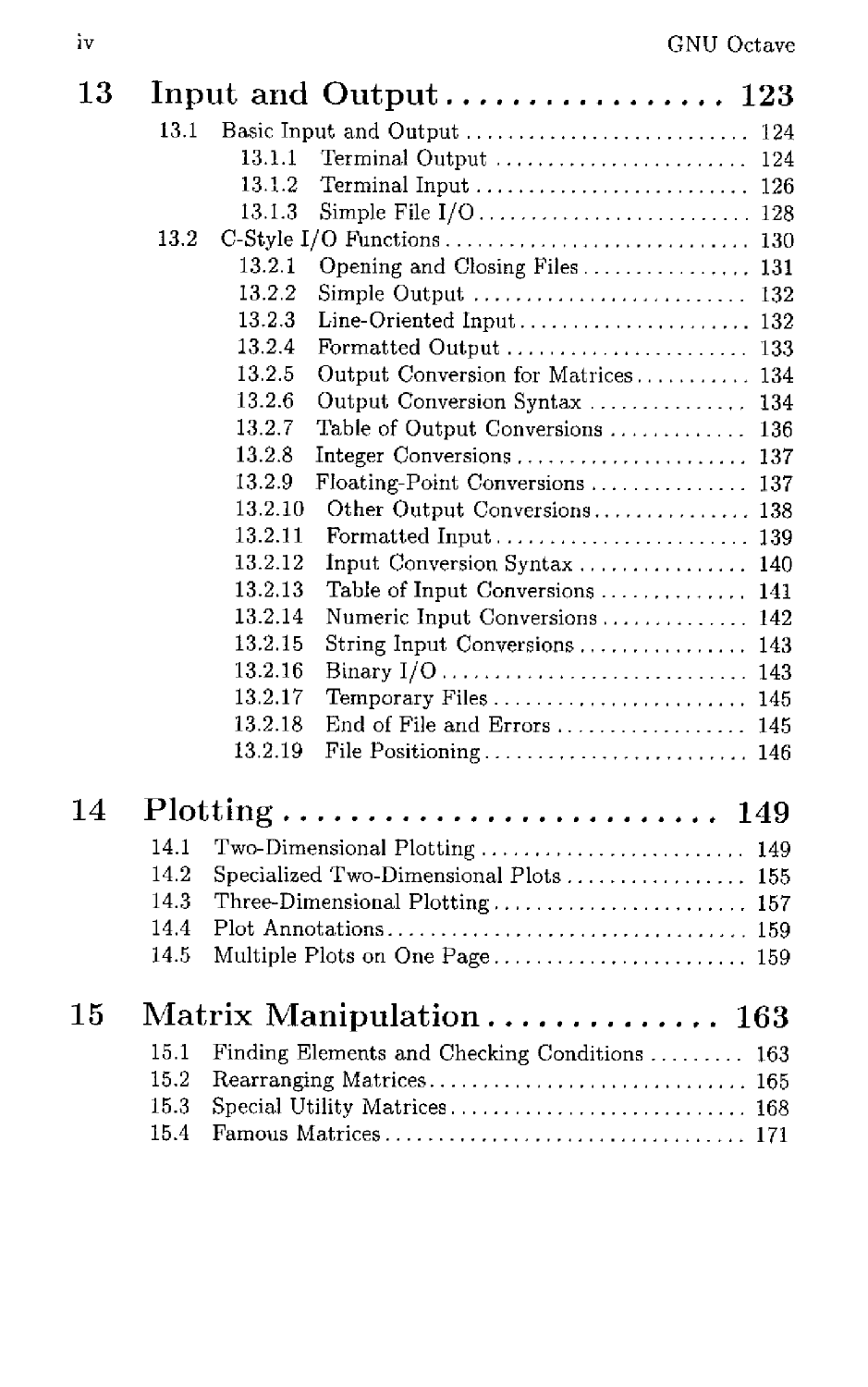## 13 Input and Output .................. 123

- 13.1 Basic Input and Output ............................ 124
  - 13.1.1 Terminal Output ........................ 124
  - 13.1.2 Terminal Input .......................... 126
  - 13.1.3 Simple File I/O .......................... 128
- 13.2 C-Style I/O Functions ............................ 130
  - 13.2.1 Opening and Closing Files ................ 131
  - 13.2.2 Simple Output .......................... 132
  - 13.2.3 Line-Oriented Input ...................... 132
  - 13.2.4 Formatted Output ....................... 133
  - 13.2.5 Output Conversion for Matrices ........... 134
  - 13.2.6 Output Conversion Syntax ............... 134
  - 13.2.7 Table of Output Conversions ............. 136
  - 13.2.8 Integer Conversions ...................... 137
  - 13.2.9 Floating-Point Conversions ............... 137
  - 13.2.10 Other Output Conversions ............... 138
  - 13.2.11 Formatted Input ........................ 139
  - 13.2.12 Input Conversion Syntax ................ 140
  - 13.2.13 Table of Input Conversions .............. 141
  - 13.2.14 Numeric Input Conversions .............. 142
  - 13.2.15 String Input Conversions ................ 143
  - 13.2.16 Binary I/O ............................ 143
  - 13.2.17 Temporary Files ........................ 145
  - 13.2.18 End of File and Errors .................. 145
  - 13.2.19 File Positioning ......................... 146

## 14 Plotting ........................... 149

- 14.1 Two-Dimensional Plotting ......................... 149
- 14.2 Specialized Two-Dimensional Plots ................. 155
- 14.3 Three-Dimensional Plotting ........................ 157
- 14.4 Plot Annotations .................................. 159
- 14.5 Multiple Plots on One Page ........................ 159

## 15 Matrix Manipulation .............. 163

- 15.1 Finding Elements and Checking Conditions ......... 163
- 15.2 Rearranging Matrices .............................. 165
- 15.3 Special Utility Matrices ............................ 168
- 15.4 Famous Matrices .................................. 171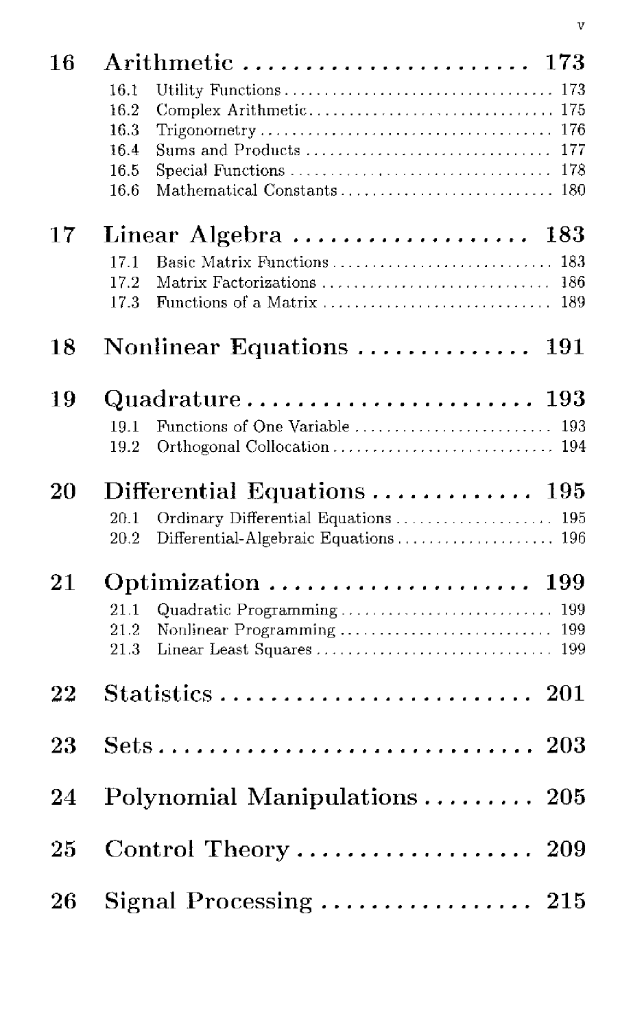16 Arithmetic . . . . . . . . . . . . . . . . . . . . . . . 173
- 16.1 Utility Functions . . . . . . . . . . . . . . . . . . . . . . . 173
- 16.2 Complex Arithmetic . . . . . . . . . . . . . . . . . . . . . . . 175
- 16.3 Trigonometry . . . . . . . . . . . . . . . . . . . . . . . 176
- 16.4 Sums and Products . . . . . . . . . . . . . . . . . . . . . . . 177
- 16.5 Special Functions . . . . . . . . . . . . . . . . . . . . . . . 178
- 16.6 Mathematical Constants . . . . . . . . . . . . . . . . . . . . . . . 180

17 Linear Algebra . . . . . . . . . . . . . . . . . . . 183
- 17.1 Basic Matrix Functions . . . . . . . . . . . . . . . . . . . . . . . 183
- 17.2 Matrix Factorizations . . . . . . . . . . . . . . . . . . . . . . . 186
- 17.3 Functions of a Matrix . . . . . . . . . . . . . . . . . . . . . . . 189

18 Nonlinear Equations . . . . . . . . . . . . . . 191

19 Quadrature . . . . . . . . . . . . . . . . . . . . . . . 193
- 19.1 Functions of One Variable . . . . . . . . . . . . . . . . . . . . . . . 193
- 19.2 Orthogonal Collocation . . . . . . . . . . . . . . . . . . . . . . . 194

20 Differential Equations . . . . . . . . . . . . . 195
- 20.1 Ordinary Differential Equations . . . . . . . . . . . . . . . . . . . . . . . 195
- 20.2 Differential-Algebraic Equations . . . . . . . . . . . . . . . . . . . . . . . 196

21 Optimization . . . . . . . . . . . . . . . . . . . . . 199
- 21.1 Quadratic Programming . . . . . . . . . . . . . . . . . . . . . . . 199
- 21.2 Nonlinear Programming . . . . . . . . . . . . . . . . . . . . . . . 199
- 21.3 Linear Least Squares . . . . . . . . . . . . . . . . . . . . . . . 199

22 Statistics . . . . . . . . . . . . . . . . . . . . . . . . . 201

23 Sets . . . . . . . . . . . . . . . . . . . . . . . . . . . . . 203

24 Polynomial Manipulations . . . . . . . . . 205

25 Control Theory . . . . . . . . . . . . . . . . . . . 209

26 Signal Processing . . . . . . . . . . . . . . . . . 215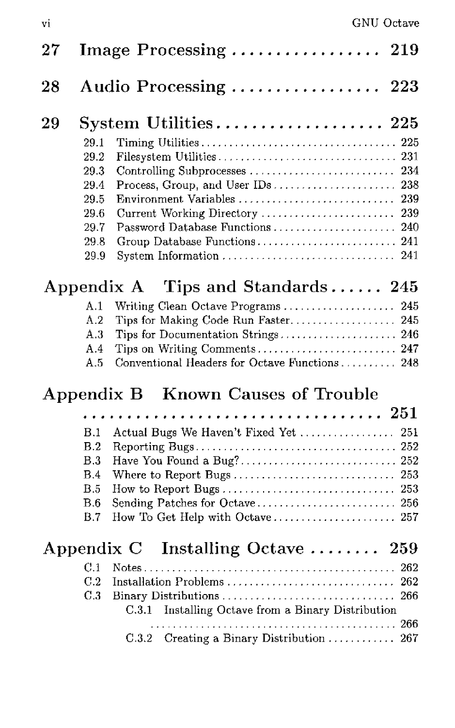# 27 Image Processing ................. 219

# 28 Audio Processing ................. 223

# 29 System Utilities ................... 225

- 29.1 Timing Utilities ................................... 225
- 29.2 Filesystem Utilities ................................ 231
- 29.3 Controlling Subprocesses ........................... 234
- 29.4 Process, Group, and User IDs ...................... 238
- 29.5 Environment Variables ............................. 239
- 29.6 Current Working Directory ......................... 239
- 29.7 Password Database Functions ....................... 240
- 29.8 Group Database Functions .......................... 241
- 29.9 System Information ................................ 241

# Appendix A Tips and Standards ...... 245

- A.1 Writing Clean Octave Programs .................... 245
- A.2 Tips for Making Code Run Faster ................... 245
- A.3 Tips for Documentation Strings ..................... 246
- A.4 Tips on Writing Comments ......................... 247
- A.5 Conventional Headers for Octave Functions .......... 248

# Appendix B Known Causes of Trouble ................................. 251

- B.1 Actual Bugs We Haven't Fixed Yet ................. 251
- B.2 Reporting Bugs .................................... 252
- B.3 Have You Found a Bug? ............................ 252
- B.4 Where to Report Bugs ............................. 253
- B.5 How to Report Bugs ............................... 253
- B.6 Sending Patches for Octave ......................... 256
- B.7 How To Get Help with Octave ...................... 257

# Appendix C Installing Octave ........ 259

- C.1 Notes .............................................. 262
- C.2 Installation Problems .............................. 262
- C.3 Binary Distributions ............................... 266
  - C.3.1 Installing Octave from a Binary Distribution ............................................... 266
  - C.3.2 Creating a Binary Distribution ........... 267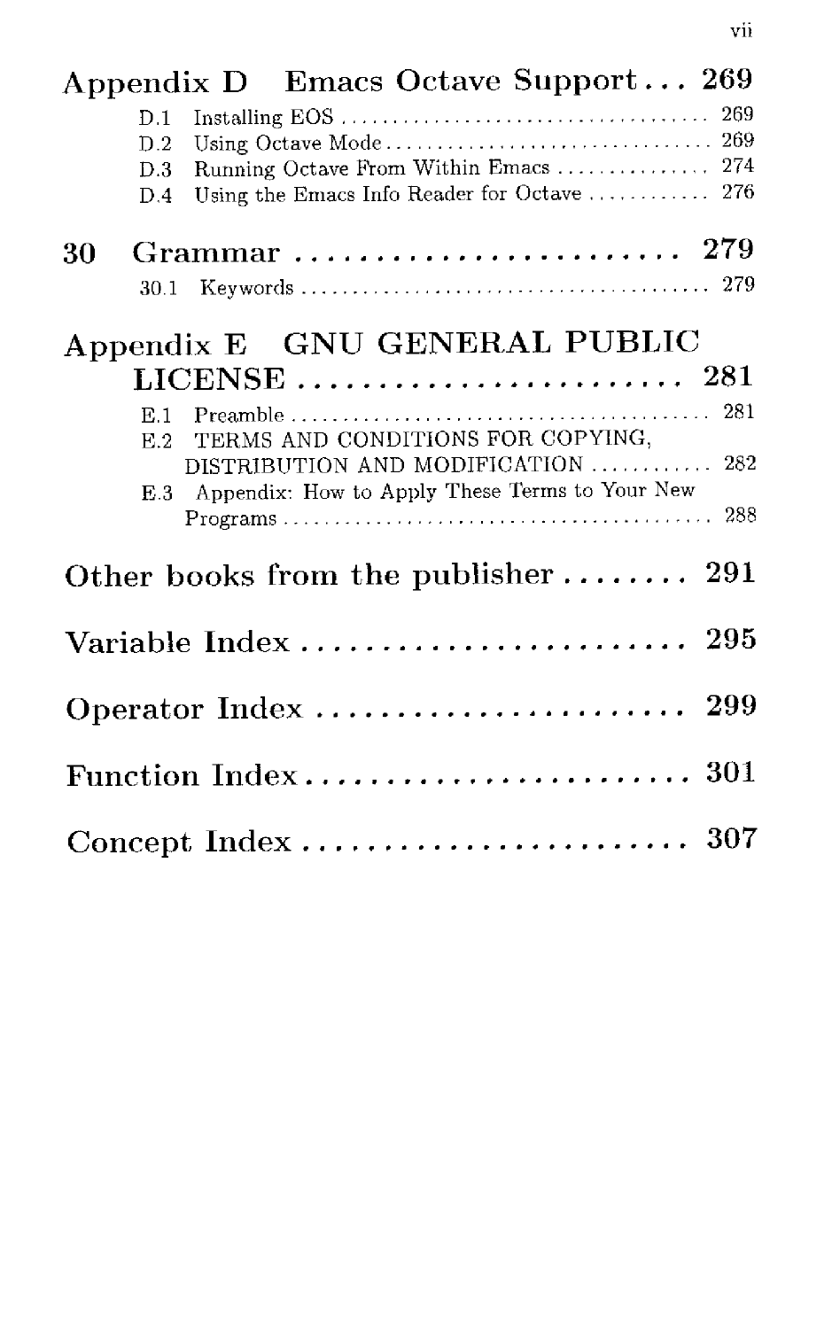**Appendix D Emacs Octave Support . . . 269**

- D.1 Installing EOS . . . . . . . . . . . . . . . . . . . . . . . . . . . . . . . . . . . . 269
- D.2 Using Octave Mode . . . . . . . . . . . . . . . . . . . . . . . . . . . . . . . . 269
- D.3 Running Octave From Within Emacs . . . . . . . . . . . . . . . 274
- D.4 Using the Emacs Info Reader for Octave . . . . . . . . . . . . 276

**30 Grammar . . . . . . . . . . . . . . . . . . . . . . . . 279**

- 30.1 Keywords . . . . . . . . . . . . . . . . . . . . . . . . . . . . . . . . . . . . . . . . 279

**Appendix E GNU GENERAL PUBLIC LICENSE . . . . . . . . . . . . . . . . . . . . . . . . 281**

- E.1 Preamble . . . . . . . . . . . . . . . . . . . . . . . . . . . . . . . . . . . . . . . . . 281
- E.2 TERMS AND CONDITIONS FOR COPYING, DISTRIBUTION AND MODIFICATION . . . . . . . . . . . . 282
- E.3 Appendix: How to Apply These Terms to Your New Programs . . . . . . . . . . . . . . . . . . . . . . . . . . . . . . . . . . . . . . . . . . 288

**Other books from the publisher . . . . . . . . 291**

**Variable Index . . . . . . . . . . . . . . . . . . . . . . . . 295**

**Operator Index . . . . . . . . . . . . . . . . . . . . . . . 299**

**Function Index . . . . . . . . . . . . . . . . . . . . . . . . 301**

**Concept Index . . . . . . . . . . . . . . . . . . . . . . . . 307**